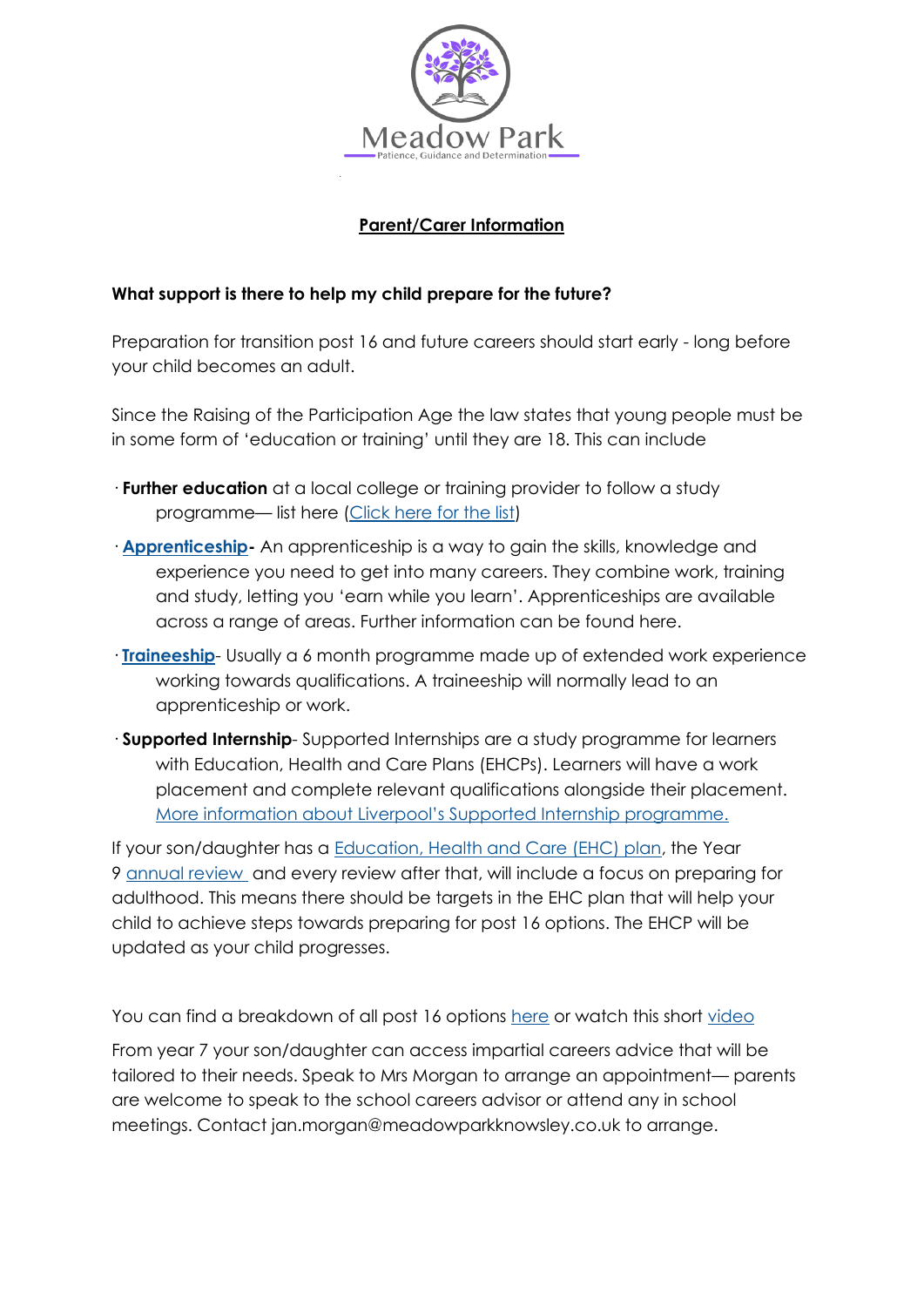# Meadow Park

Patience, Guidance and Determination

## Parent/Carer Information

**What support is there to help my child prepare for the future?**

Preparation for transition post 16 and future careers should start early - long before your child becomes an adult.

Since the Raising of the Participation Age the law states that young people must be in some form of 'education or training' until they are 18. This can include

- **Further education** at a local college or training provider to follow a study programme— list here (Click here for the list)
- **Apprenticeship-** An apprenticeship is a way to gain the skills, knowledge and experience you need to get into many careers. They combine work, training and study, letting you 'earn while you learn'. Apprenticeships are available across a range of areas. Further information can be found here.
- **Traineeship**- Usually a 6 month programme made up of extended work experience working towards qualifications. A traineeship will normally lead to an apprenticeship or work.
- **Supported Internship**- Supported Internships are a study programme for learners with Education, Health and Care Plans (EHCPs). Learners will have a work placement and complete relevant qualifications alongside their placement. More information about Liverpool's Supported Internship programme.

If your son/daughter has a Education, Health and Care (EHC) plan, the Year 9 annual review and every review after that, will include a focus on preparing for adulthood. This means there should be targets in the EHC plan that will help your child to achieve steps towards preparing for post 16 options. The EHCP will be updated as your child progresses.

You can find a breakdown of all post 16 options here or watch this short video

From year 7 your son/daughter can access impartial careers advice that will be tailored to their needs. Speak to Mrs Morgan to arrange an appointment— parents are welcome to speak to the school careers advisor or attend any in school meetings. Contact jan.morgan@meadowparkknowsley.co.uk to arrange.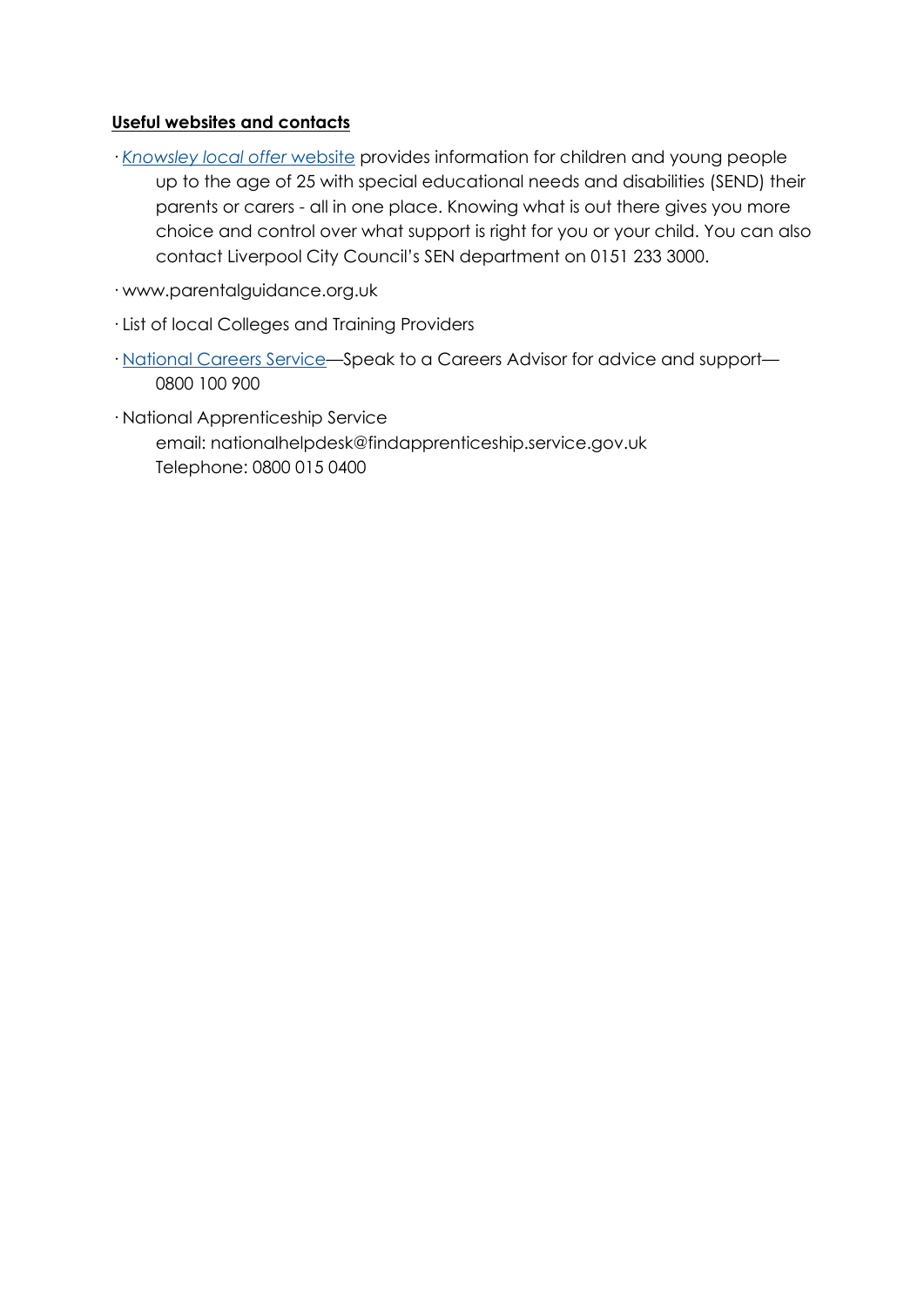**Useful websites and contacts**

- *Knowsley local offer* website provides information for children and young people up to the age of 25 with special educational needs and disabilities (SEND) their parents or carers - all in one place. Knowing what is out there gives you more choice and control over what support is right for you or your child. You can also contact Liverpool City Council's SEN department on 0151 233 3000.
- www.parentalguidance.org.uk
- List of local Colleges and Training Providers
- National Careers Service—Speak to a Careers Advisor for advice and support—0800 100 900
- National Apprenticeship Service
  email: nationalhelpdesk@findapprenticeship.service.gov.uk
  Telephone: 0800 015 0400